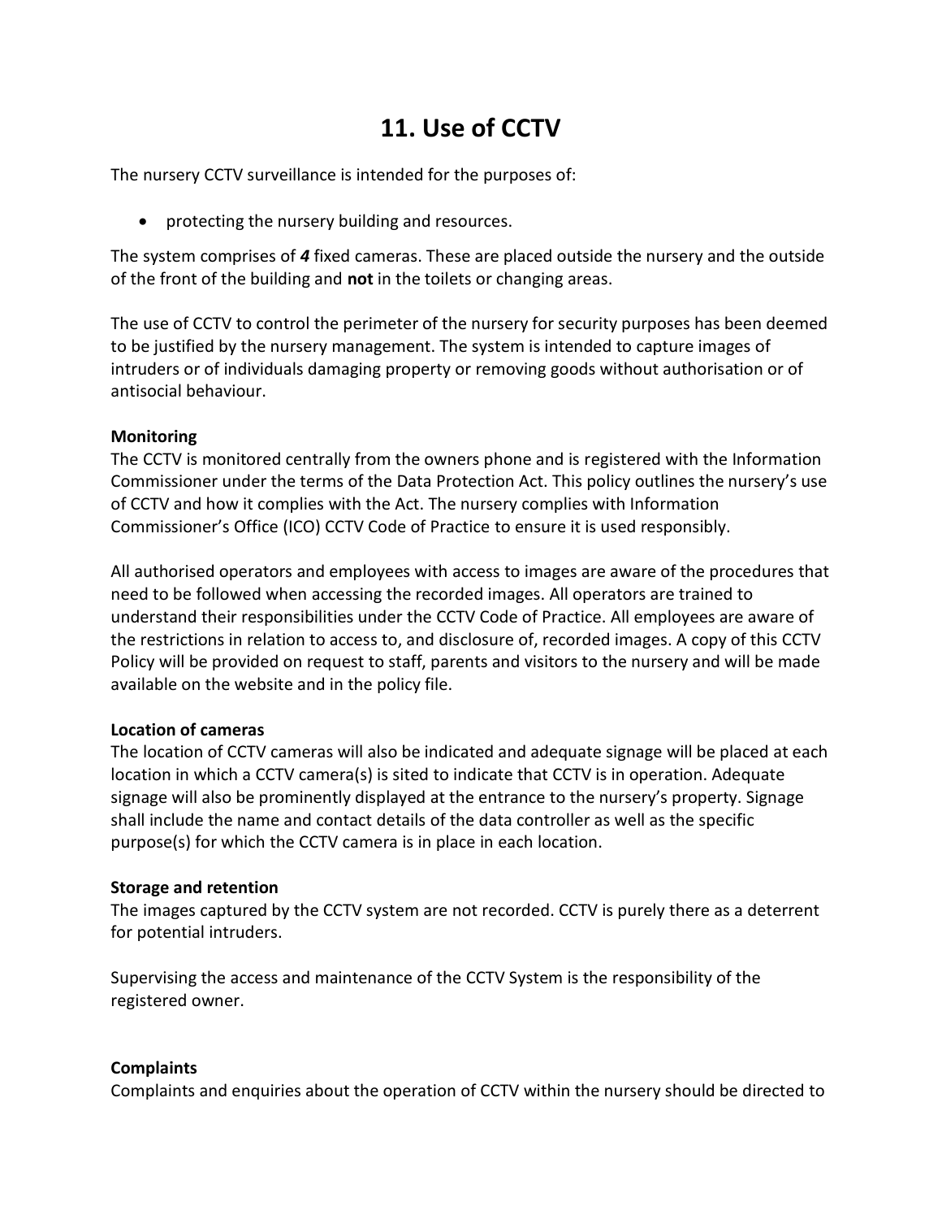# 11. Use of CCTV

The nursery CCTV surveillance is intended for the purposes of:

- protecting the nursery building and resources.

The system comprises of ***4*** fixed cameras. These are placed outside the nursery and the outside of the front of the building and **not** in the toilets or changing areas.

The use of CCTV to control the perimeter of the nursery for security purposes has been deemed to be justified by the nursery management. The system is intended to capture images of intruders or of individuals damaging property or removing goods without authorisation or of antisocial behaviour.

**Monitoring**
The CCTV is monitored centrally from the owners phone and is registered with the Information Commissioner under the terms of the Data Protection Act. This policy outlines the nursery's use of CCTV and how it complies with the Act. The nursery complies with Information Commissioner's Office (ICO) CCTV Code of Practice to ensure it is used responsibly.

All authorised operators and employees with access to images are aware of the procedures that need to be followed when accessing the recorded images. All operators are trained to understand their responsibilities under the CCTV Code of Practice. All employees are aware of the restrictions in relation to access to, and disclosure of, recorded images. A copy of this CCTV Policy will be provided on request to staff, parents and visitors to the nursery and will be made available on the website and in the policy file.

**Location of cameras**
The location of CCTV cameras will also be indicated and adequate signage will be placed at each location in which a CCTV camera(s) is sited to indicate that CCTV is in operation. Adequate signage will also be prominently displayed at the entrance to the nursery's property. Signage shall include the name and contact details of the data controller as well as the specific purpose(s) for which the CCTV camera is in place in each location.

**Storage and retention**
The images captured by the CCTV system are not recorded. CCTV is purely there as a deterrent for potential intruders.

Supervising the access and maintenance of the CCTV System is the responsibility of the registered owner.

**Complaints**
Complaints and enquiries about the operation of CCTV within the nursery should be directed to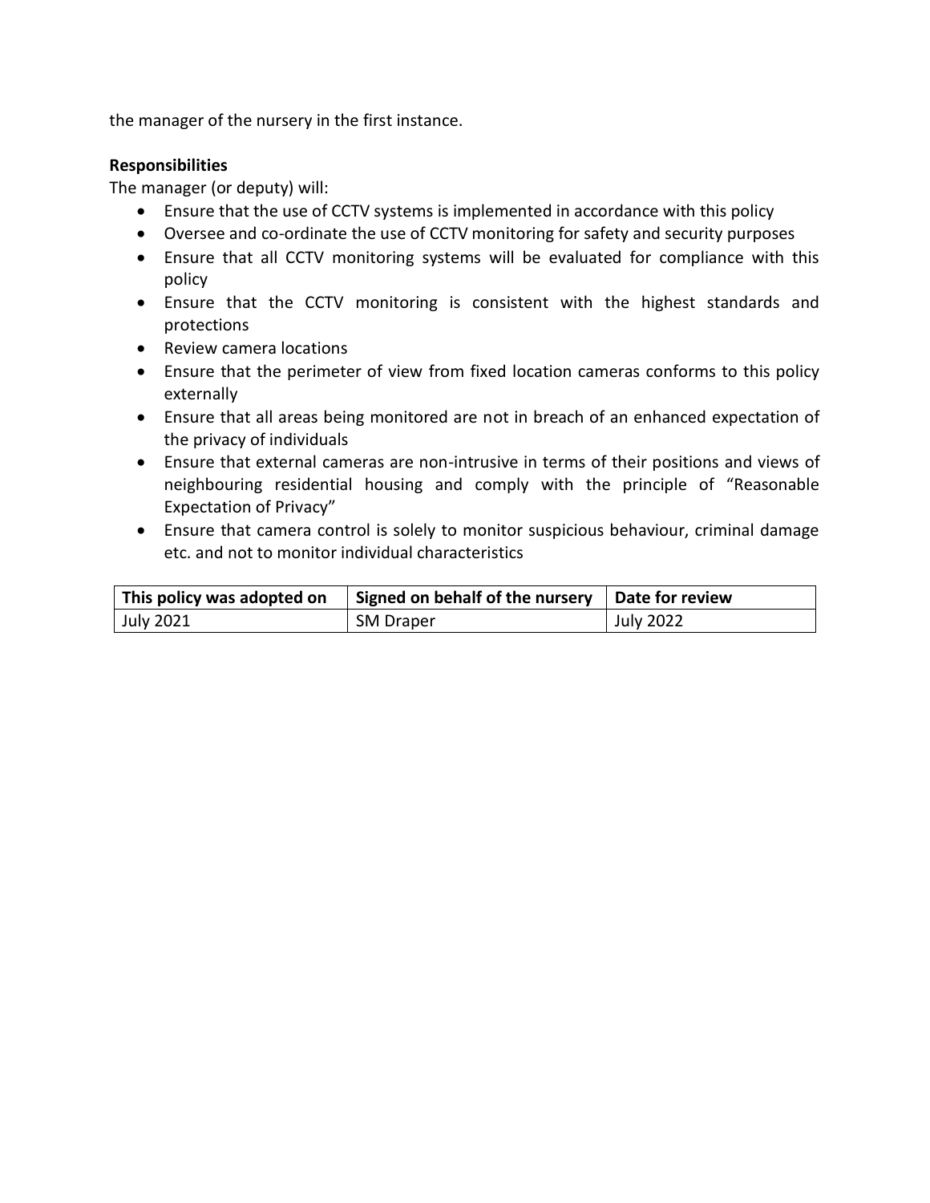the manager of the nursery in the first instance.

**Responsibilities**

The manager (or deputy) will:

- Ensure that the use of CCTV systems is implemented in accordance with this policy
- Oversee and co-ordinate the use of CCTV monitoring for safety and security purposes
- Ensure that all CCTV monitoring systems will be evaluated for compliance with this policy
- Ensure that the CCTV monitoring is consistent with the highest standards and protections
- Review camera locations
- Ensure that the perimeter of view from fixed location cameras conforms to this policy externally
- Ensure that all areas being monitored are not in breach of an enhanced expectation of the privacy of individuals
- Ensure that external cameras are non-intrusive in terms of their positions and views of neighbouring residential housing and comply with the principle of "Reasonable Expectation of Privacy"
- Ensure that camera control is solely to monitor suspicious behaviour, criminal damage etc. and not to monitor individual characteristics

| This policy was adopted on | Signed on behalf of the nursery | Date for review |
| --- | --- | --- |
| July 2021 | SM Draper | July 2022 |